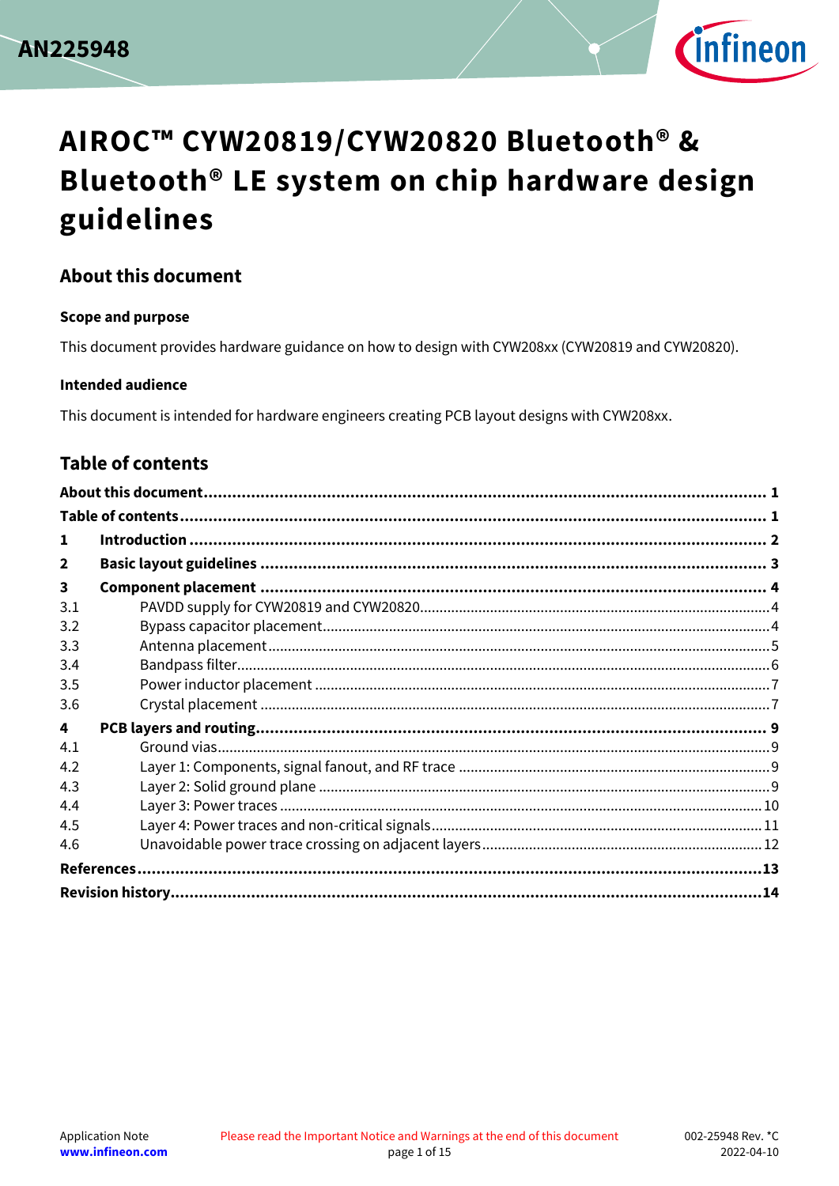AN225948

# AIROC™ CYW20819/CYW20820 Bluetooth® & Bluetooth® LE system on chip hardware design guidelines

## About this document

### Scope and purpose

This document provides hardware guidance on how to design with CYW208xx (CYW20819 and CYW20820).

### Intended audience

This document is intended for hardware engineers creating PCB layout designs with CYW208xx.

## Table of contents

**About this document** ..... **1**

**Table of contents** ..... **1**

**1 Introduction** ..... **2**

**2 Basic layout guidelines** ..... **3**

**3 Component placement** ..... **4**

- 3.1 PAVDD supply for CYW20819 and CYW20820 ..... 4
- 3.2 Bypass capacitor placement ..... 4
- 3.3 Antenna placement ..... 5
- 3.4 Bandpass filter ..... 6
- 3.5 Power inductor placement ..... 7
- 3.6 Crystal placement ..... 7

**4 PCB layers and routing** ..... **9**

- 4.1 Ground vias ..... 9
- 4.2 Layer 1: Components, signal fanout, and RF trace ..... 9
- 4.3 Layer 2: Solid ground plane ..... 9
- 4.4 Layer 3: Power traces ..... 10
- 4.5 Layer 4: Power traces and non-critical signals ..... 11
- 4.6 Unavoidable power trace crossing on adjacent layers ..... 12

**References** ..... **13**

**Revision history** ..... **14**

Application Note
www.infineon.com

Please read the Important Notice and Warnings at the end of this document

002-25948 Rev. *C
2022-04-10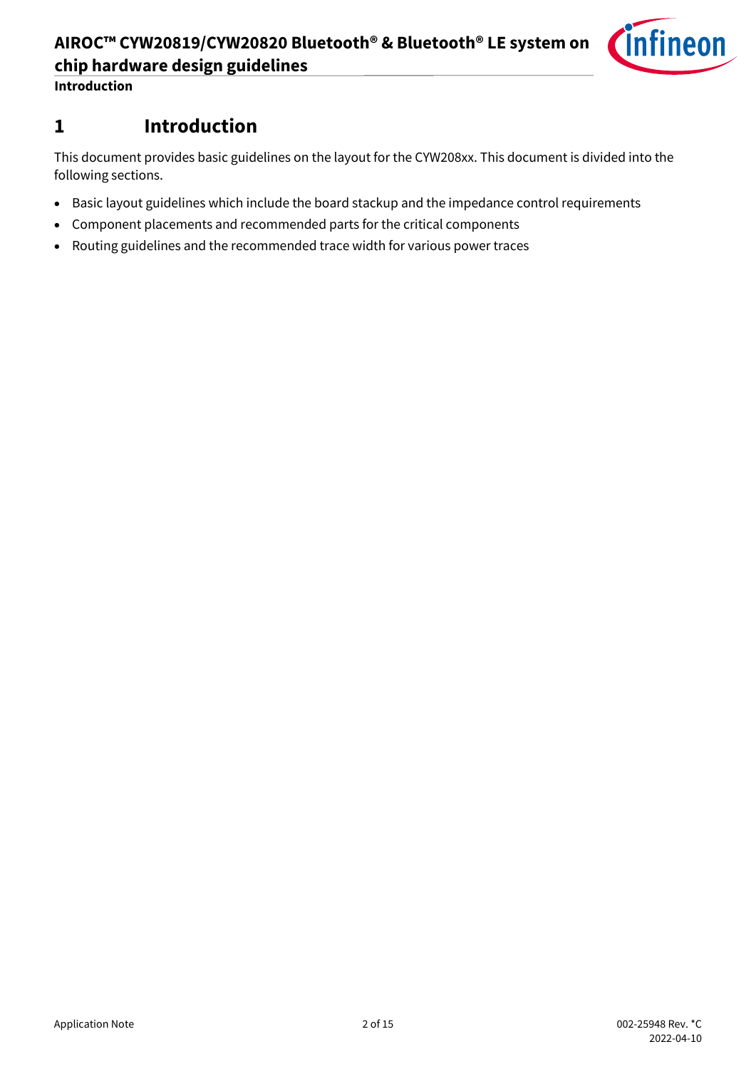# 1 Introduction

This document provides basic guidelines on the layout for the CYW208xx. This document is divided into the following sections.

- Basic layout guidelines which include the board stackup and the impedance control requirements
- Component placements and recommended parts for the critical components
- Routing guidelines and the recommended trace width for various power traces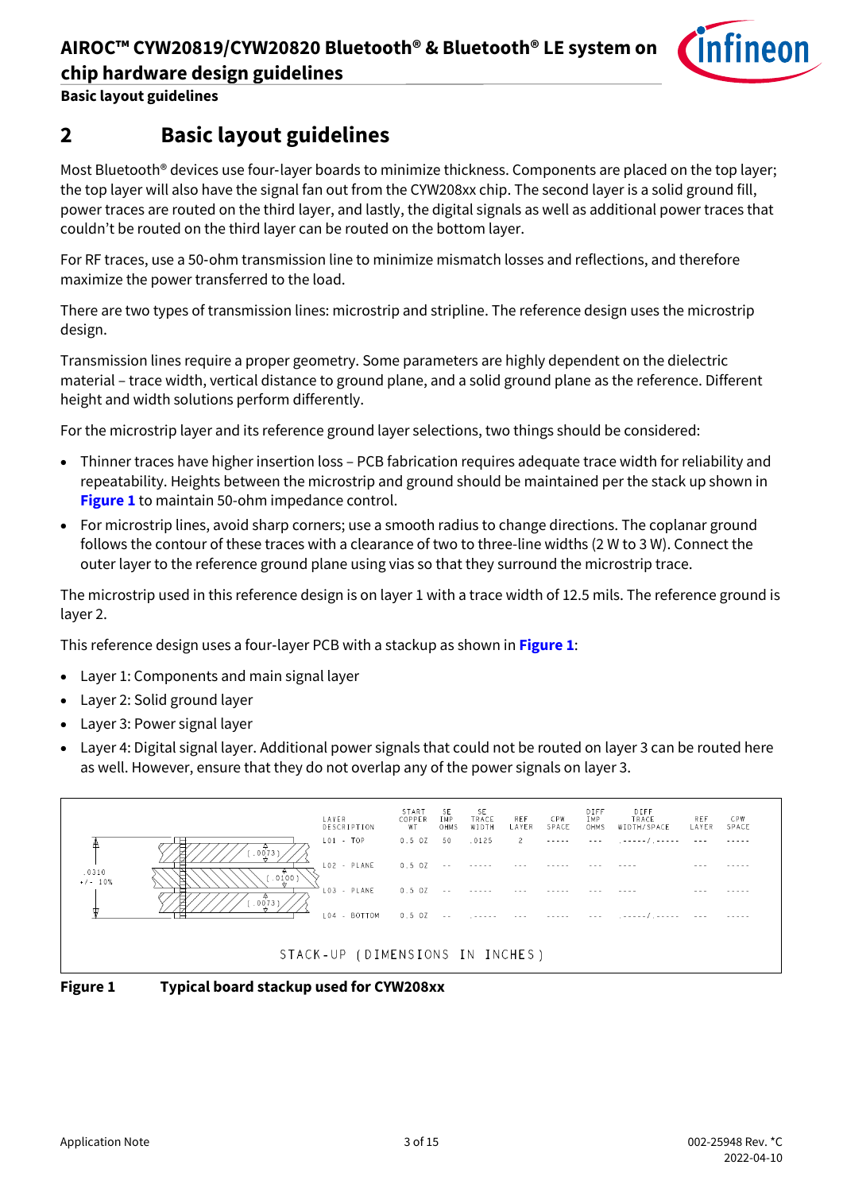# 2 Basic layout guidelines

Most Bluetooth® devices use four-layer boards to minimize thickness. Components are placed on the top layer; the top layer will also have the signal fan out from the CYW208xx chip. The second layer is a solid ground fill, power traces are routed on the third layer, and lastly, the digital signals as well as additional power traces that couldn't be routed on the third layer can be routed on the bottom layer.

For RF traces, use a 50-ohm transmission line to minimize mismatch losses and reflections, and therefore maximize the power transferred to the load.

There are two types of transmission lines: microstrip and stripline. The reference design uses the microstrip design.

Transmission lines require a proper geometry. Some parameters are highly dependent on the dielectric material – trace width, vertical distance to ground plane, and a solid ground plane as the reference. Different height and width solutions perform differently.

For the microstrip layer and its reference ground layer selections, two things should be considered:

- Thinner traces have higher insertion loss – PCB fabrication requires adequate trace width for reliability and repeatability. Heights between the microstrip and ground should be maintained per the stack up shown in **Figure 1** to maintain 50-ohm impedance control.
- For microstrip lines, avoid sharp corners; use a smooth radius to change directions. The coplanar ground follows the contour of these traces with a clearance of two to three-line widths (2 W to 3 W). Connect the outer layer to the reference ground plane using vias so that they surround the microstrip trace.

The microstrip used in this reference design is on layer 1 with a trace width of 12.5 mils. The reference ground is layer 2.

This reference design uses a four-layer PCB with a stackup as shown in **Figure 1**:

- Layer 1: Components and main signal layer
- Layer 2: Solid ground layer
- Layer 3: Power signal layer
- Layer 4: Digital signal layer. Additional power signals that could not be routed on layer 3 can be routed here as well. However, ensure that they do not overlap any of the power signals on layer 3.

| LAYER DESCRIPTION | START COPPER WT | SE IMP OHMS | SE TRACE WIDTH | REF LAYER | CPW SPACE | DIFF IMP OHMS | DIFF TRACE WIDTH/SPACE | REF LAYER | CPW SPACE |
|---|---|---|---|---|---|---|---|---|---|
| L01 - TOP | 0.5 OZ | 50 | .0125 | 2 | ----- | --- | .-----/.----- | --- | ----- |
| L02 - PLANE | 0.5 OZ | -- | ----- | --- | ----- | --- | ---- | --- | ----- |
| L03 - PLANE | 0.5 OZ | -- | ----- | --- | ----- | --- | ---- | --- | ----- |
| L04 - BOTTOM | 0.5 OZ | -- | .----- | --- | ----- | --- | .-----/.----- | --- | ----- |

Total thickness: .0310 +/- 10%; dielectric thicknesses: (.0073), (.0100), (.0073)

STACK-UP (DIMENSIONS IN INCHES)

**Figure 1 Typical board stackup used for CYW208xx**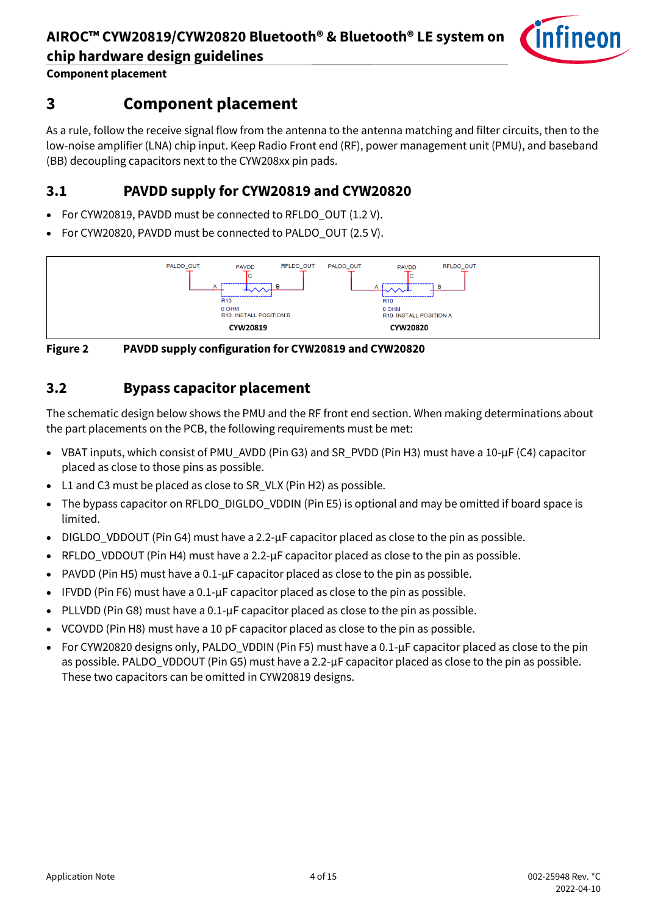# 3 Component placement

As a rule, follow the receive signal flow from the antenna to the antenna matching and filter circuits, then to the low-noise amplifier (LNA) chip input. Keep Radio Front end (RF), power management unit (PMU), and baseband (BB) decoupling capacitors next to the CYW208xx pin pads.

## 3.1 PAVDD supply for CYW20819 and CYW20820

- For CYW20819, PAVDD must be connected to RFLDO_OUT (1.2 V).
- For CYW20820, PAVDD must be connected to PALDO_OUT (2.5 V).

PALDO_OUT PAVDD RFLDO_OUT A C B R10 0 OHM R10: INSTALL POSITION B CYW20819

PALDO_OUT PAVDD RFLDO_OUT A C B R10 0 OHM R10: INSTALL POSITION A CYW20820

**Figure 2 PAVDD supply configuration for CYW20819 and CYW20820**

## 3.2 Bypass capacitor placement

The schematic design below shows the PMU and the RF front end section. When making determinations about the part placements on the PCB, the following requirements must be met:

- VBAT inputs, which consist of PMU_AVDD (Pin G3) and SR_PVDD (Pin H3) must have a 10-µF (C4) capacitor placed as close to those pins as possible.
- L1 and C3 must be placed as close to SR_VLX (Pin H2) as possible.
- The bypass capacitor on RFLDO_DIGLDO_VDDIN (Pin E5) is optional and may be omitted if board space is limited.
- DIGLDO_VDDOUT (Pin G4) must have a 2.2-µF capacitor placed as close to the pin as possible.
- RFLDO_VDDOUT (Pin H4) must have a 2.2-µF capacitor placed as close to the pin as possible.
- PAVDD (Pin H5) must have a 0.1-µF capacitor placed as close to the pin as possible.
- IFVDD (Pin F6) must have a 0.1-µF capacitor placed as close to the pin as possible.
- PLLVDD (Pin G8) must have a 0.1-µF capacitor placed as close to the pin as possible.
- VCOVDD (Pin H8) must have a 10 pF capacitor placed as close to the pin as possible.
- For CYW20820 designs only, PALDO_VDDIN (Pin F5) must have a 0.1-µF capacitor placed as close to the pin as possible. PALDO_VDDOUT (Pin G5) must have a 2.2-µF capacitor placed as close to the pin as possible. These two capacitors can be omitted in CYW20819 designs.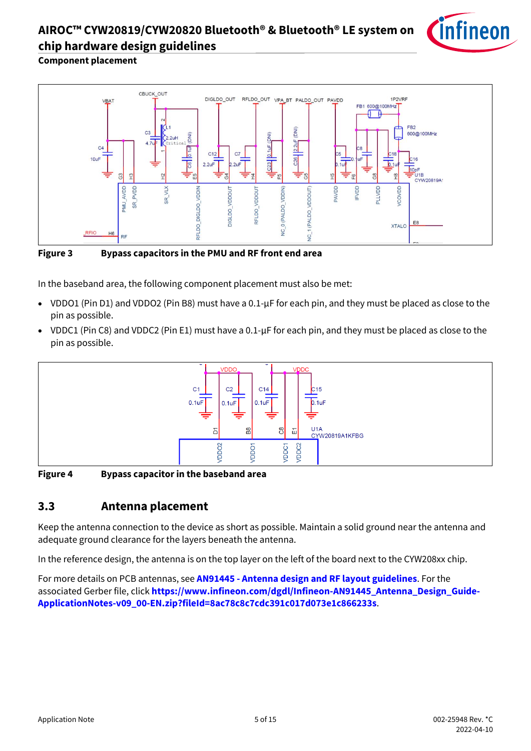**Component placement**

Figure 3 Bypass capacitors in the PMU and RF front end area

In the baseband area, the following component placement must also be met:

- VDDO1 (Pin D1) and VDDO2 (Pin B8) must have a 0.1-µF for each pin, and they must be placed as close to the pin as possible.
- VDDC1 (Pin C8) and VDDC2 (Pin E1) must have a 0.1-µF for each pin, and they must be placed as close to the pin as possible.

Figure 4 Bypass capacitor in the baseband area

## 3.3 Antenna placement

Keep the antenna connection to the device as short as possible. Maintain a solid ground near the antenna and adequate ground clearance for the layers beneath the antenna.

In the reference design, the antenna is on the top layer on the left of the board next to the CYW208xx chip.

For more details on PCB antennas, see **AN91445 - Antenna design and RF layout guidelines**. For the associated Gerber file, click **https://www.infineon.com/dgdl/Infineon-AN91445_Antenna_Design_Guide-ApplicationNotes-v09_00-EN.zip?fileId=8ac78c8c7cdc391c017d073e1c866233s**.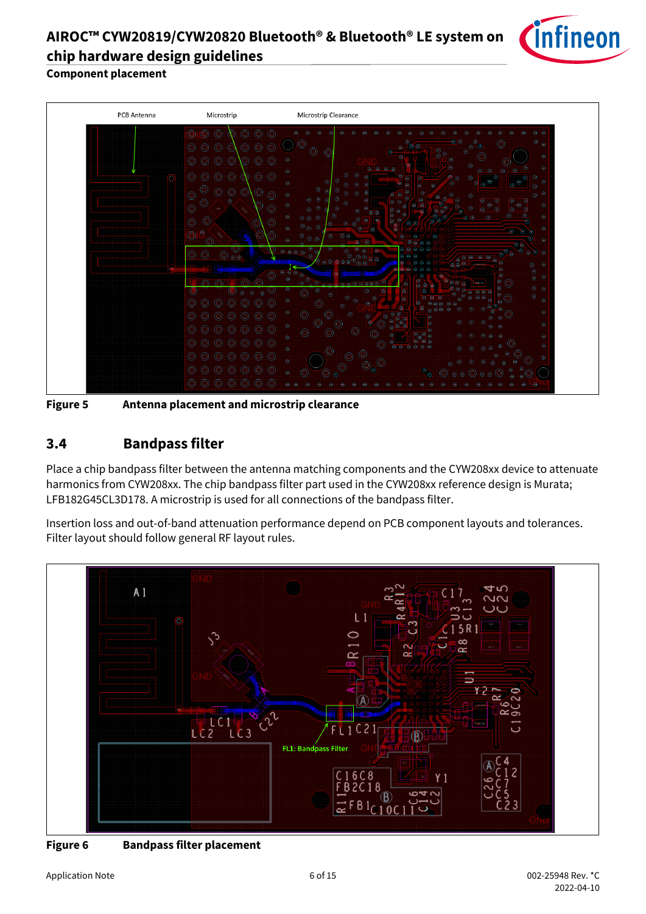**Component placement**

Figure 5 Antenna placement and microstrip clearance

## 3.4 Bandpass filter

Place a chip bandpass filter between the antenna matching components and the CYW208xx device to attenuate harmonics from CYW208xx. The chip bandpass filter part used in the CYW208xx reference design is Murata; LFB182G45CL3D178. A microstrip is used for all connections of the bandpass filter.

Insertion loss and out-of-band attenuation performance depend on PCB component layouts and tolerances. Filter layout should follow general RF layout rules.

Figure 6 Bandpass filter placement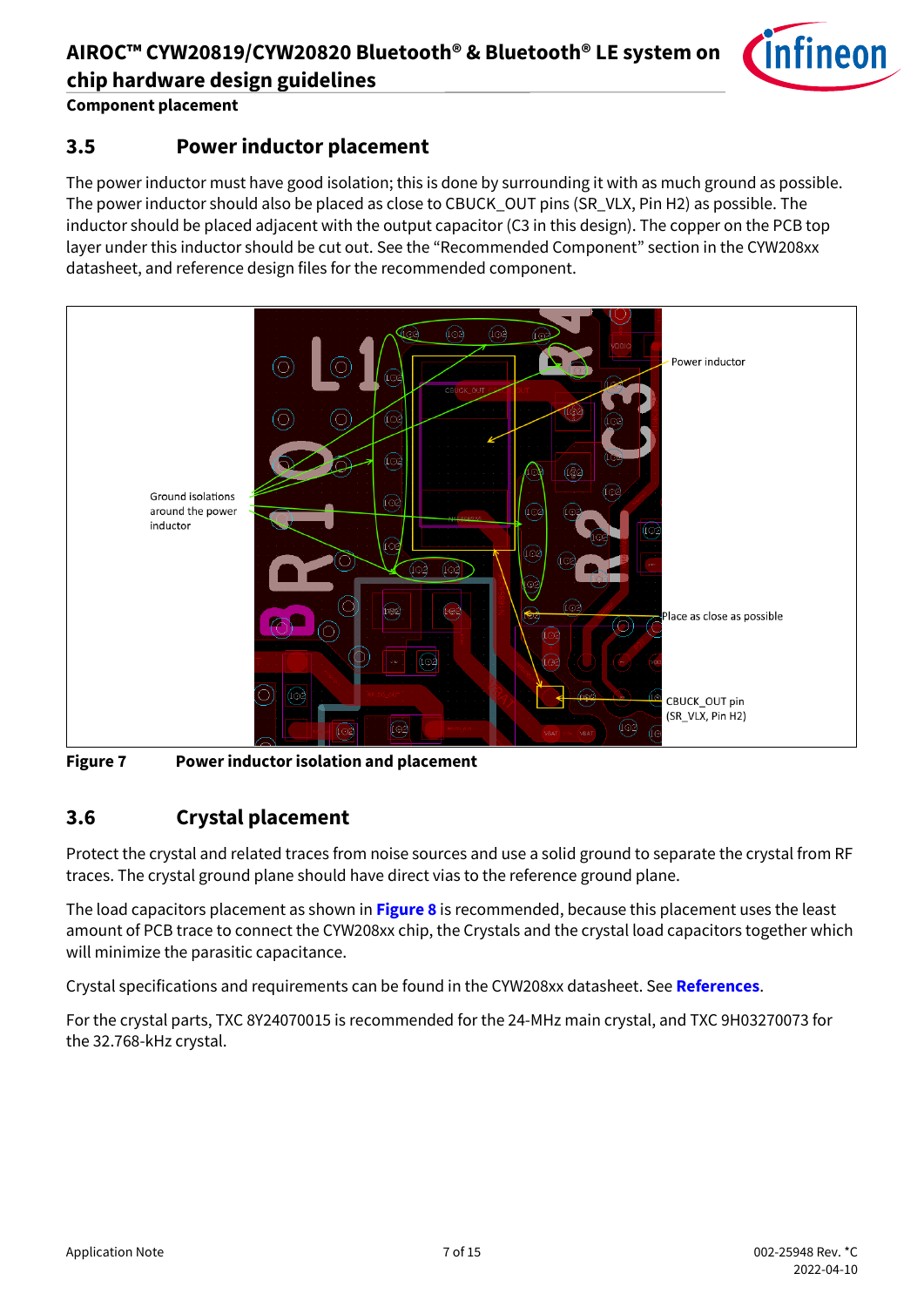## 3.5 Power inductor placement

The power inductor must have good isolation; this is done by surrounding it with as much ground as possible. The power inductor should also be placed as close to CBUCK_OUT pins (SR_VLX, Pin H2) as possible. The inductor should be placed adjacent with the output capacitor (C3 in this design). The copper on the PCB top layer under this inductor should be cut out. See the "Recommended Component" section in the CYW208xx datasheet, and reference design files for the recommended component.

**Figure 7 Power inductor isolation and placement**

## 3.6 Crystal placement

Protect the crystal and related traces from noise sources and use a solid ground to separate the crystal from RF traces. The crystal ground plane should have direct vias to the reference ground plane.

The load capacitors placement as shown in **Figure 8** is recommended, because this placement uses the least amount of PCB trace to connect the CYW208xx chip, the Crystals and the crystal load capacitors together which will minimize the parasitic capacitance.

Crystal specifications and requirements can be found in the CYW208xx datasheet. See **References**.

For the crystal parts, TXC 8Y24070015 is recommended for the 24-MHz main crystal, and TXC 9H03270073 for the 32.768-kHz crystal.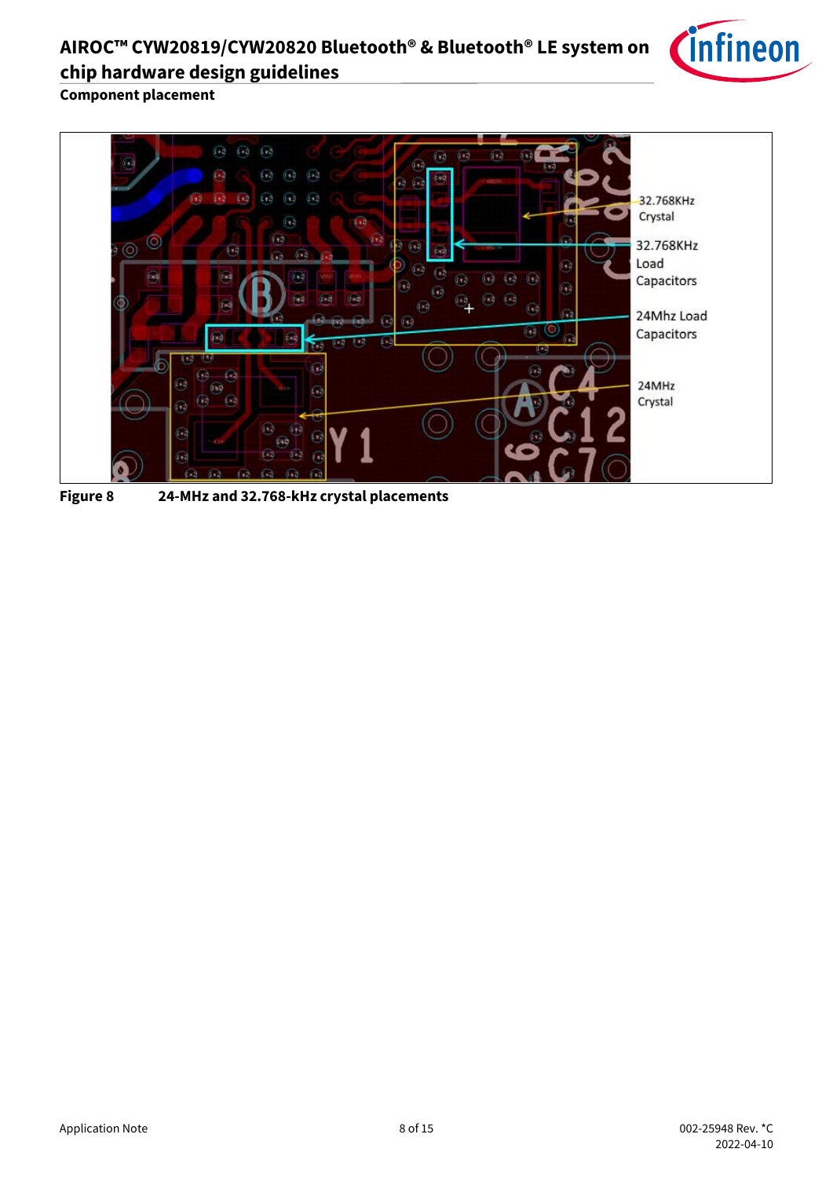Figure 8 24-MHz and 32.768-kHz crystal placements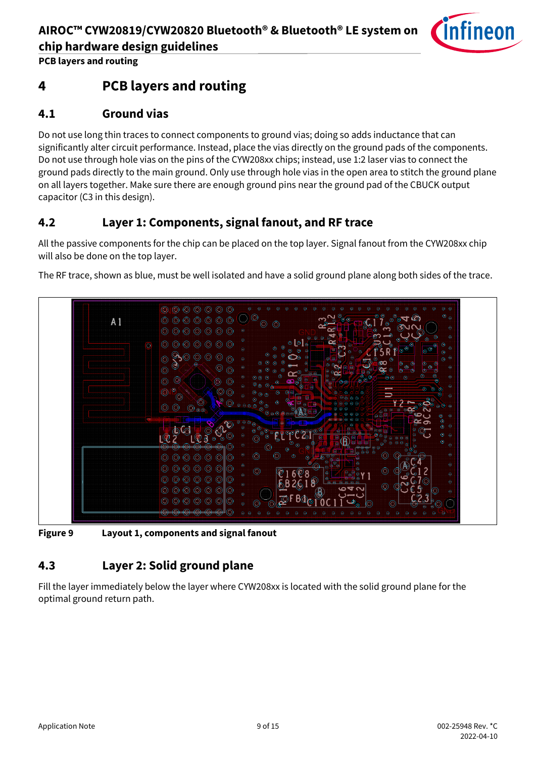# 4 PCB layers and routing

## 4.1 Ground vias

Do not use long thin traces to connect components to ground vias; doing so adds inductance that can significantly alter circuit performance. Instead, place the vias directly on the ground pads of the components. Do not use through hole vias on the pins of the CYW208xx chips; instead, use 1:2 laser vias to connect the ground pads directly to the main ground. Only use through hole vias in the open area to stitch the ground plane on all layers together. Make sure there are enough ground pins near the ground pad of the CBUCK output capacitor (C3 in this design).

## 4.2 Layer 1: Components, signal fanout, and RF trace

All the passive components for the chip can be placed on the top layer. Signal fanout from the CYW208xx chip will also be done on the top layer.

The RF trace, shown as blue, must be well isolated and have a solid ground plane along both sides of the trace.

**Figure 9** **Layout 1, components and signal fanout**

## 4.3 Layer 2: Solid ground plane

Fill the layer immediately below the layer where CYW208xx is located with the solid ground plane for the optimal ground return path.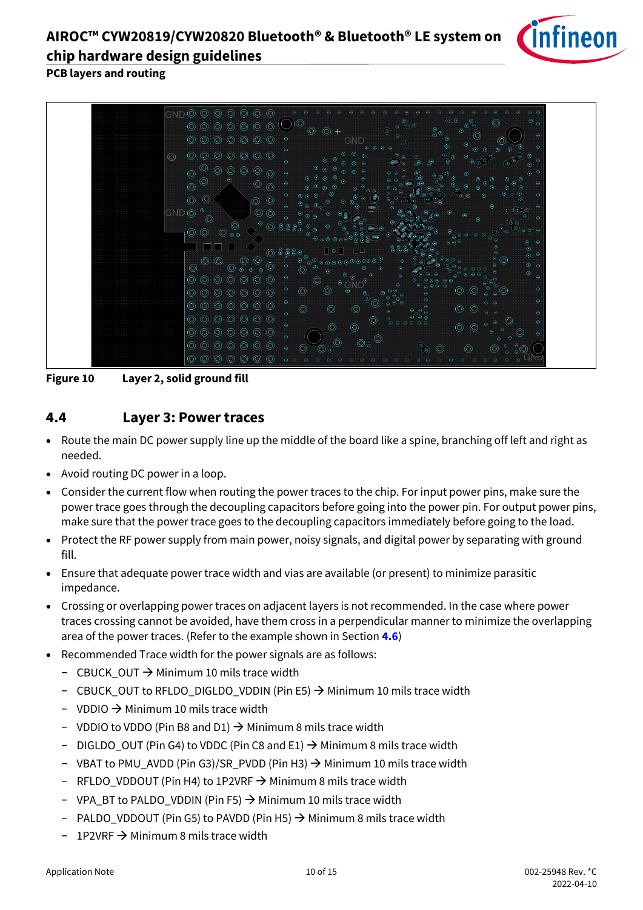Figure 10 Layer 2, solid ground fill

## 4.4 Layer 3: Power traces

- Route the main DC power supply line up the middle of the board like a spine, branching off left and right as needed.
- Avoid routing DC power in a loop.
- Consider the current flow when routing the power traces to the chip. For input power pins, make sure the power trace goes through the decoupling capacitors before going into the power pin. For output power pins, make sure that the power trace goes to the decoupling capacitors immediately before going to the load.
- Protect the RF power supply from main power, noisy signals, and digital power by separating with ground fill.
- Ensure that adequate power trace width and vias are available (or present) to minimize parasitic impedance.
- Crossing or overlapping power traces on adjacent layers is not recommended. In the case where power traces crossing cannot be avoided, have them cross in a perpendicular manner to minimize the overlapping area of the power traces. (Refer to the example shown in Section **4.6**)
- Recommended Trace width for the power signals are as follows:
  - CBUCK_OUT → Minimum 10 mils trace width
  - CBUCK_OUT to RFLDO_DIGLDO_VDDIN (Pin E5) → Minimum 10 mils trace width
  - VDDIO → Minimum 10 mils trace width
  - VDDIO to VDDO (Pin B8 and D1) → Minimum 8 mils trace width
  - DIGLDO_OUT (Pin G4) to VDDC (Pin C8 and E1) → Minimum 8 mils trace width
  - VBAT to PMU_AVDD (Pin G3)/SR_PVDD (Pin H3) → Minimum 10 mils trace width
  - RFLDO_VDDOUT (Pin H4) to 1P2VRF → Minimum 8 mils trace width
  - VPA_BT to PALDO_VDDIN (Pin F5) → Minimum 10 mils trace width
  - PALDO_VDDOUT (Pin G5) to PAVDD (Pin H5) → Minimum 8 mils trace width
  - 1P2VRF → Minimum 8 mils trace width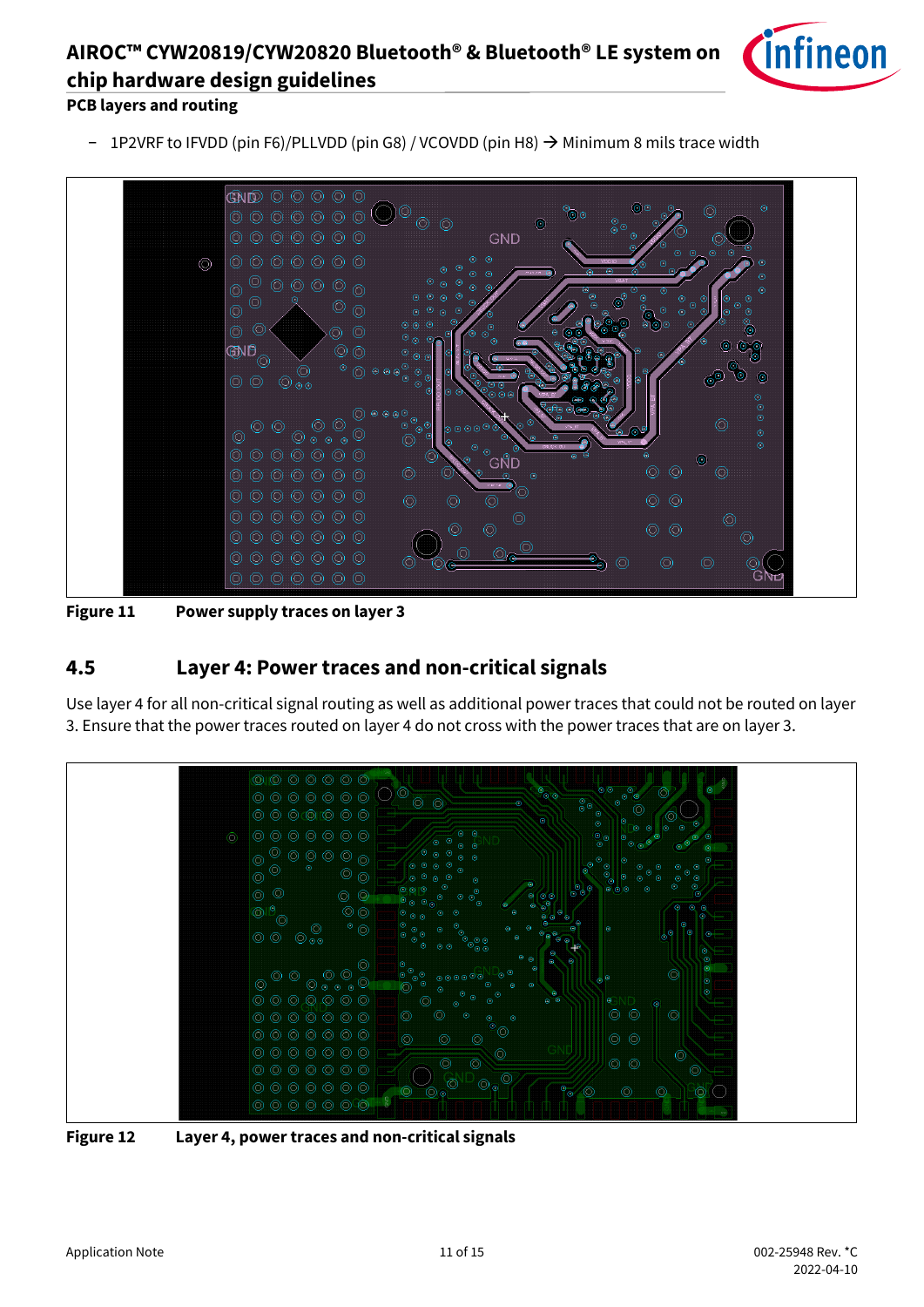- 1P2VRF to IFVDD (pin F6)/PLLVDD (pin G8) / VCOVDD (pin H8) → Minimum 8 mils trace width

**Figure 11** Power supply traces on layer 3

## 4.5 Layer 4: Power traces and non-critical signals

Use layer 4 for all non-critical signal routing as well as additional power traces that could not be routed on layer 3. Ensure that the power traces routed on layer 4 do not cross with the power traces that are on layer 3.

**Figure 12** Layer 4, power traces and non-critical signals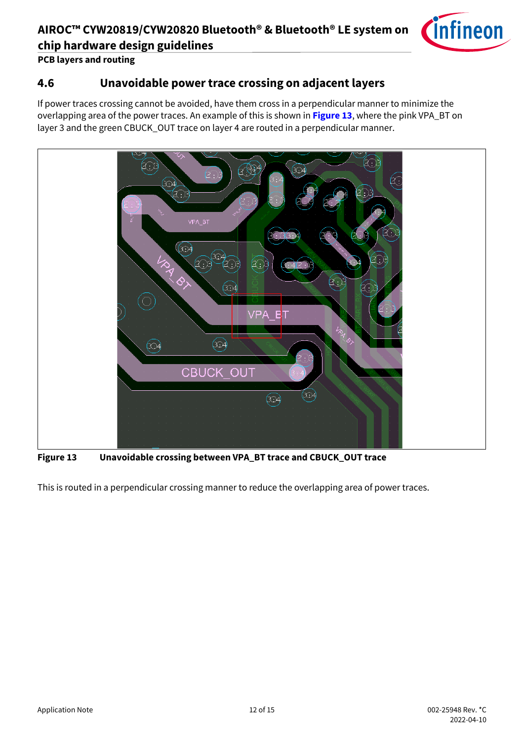## 4.6 Unavoidable power trace crossing on adjacent layers

If power traces crossing cannot be avoided, have them cross in a perpendicular manner to minimize the overlapping area of the power traces. An example of this is shown in **Figure 13**, where the pink VPA_BT on layer 3 and the green CBUCK_OUT trace on layer 4 are routed in a perpendicular manner.

**Figure 13 Unavoidable crossing between VPA_BT trace and CBUCK_OUT trace**

This is routed in a perpendicular crossing manner to reduce the overlapping area of power traces.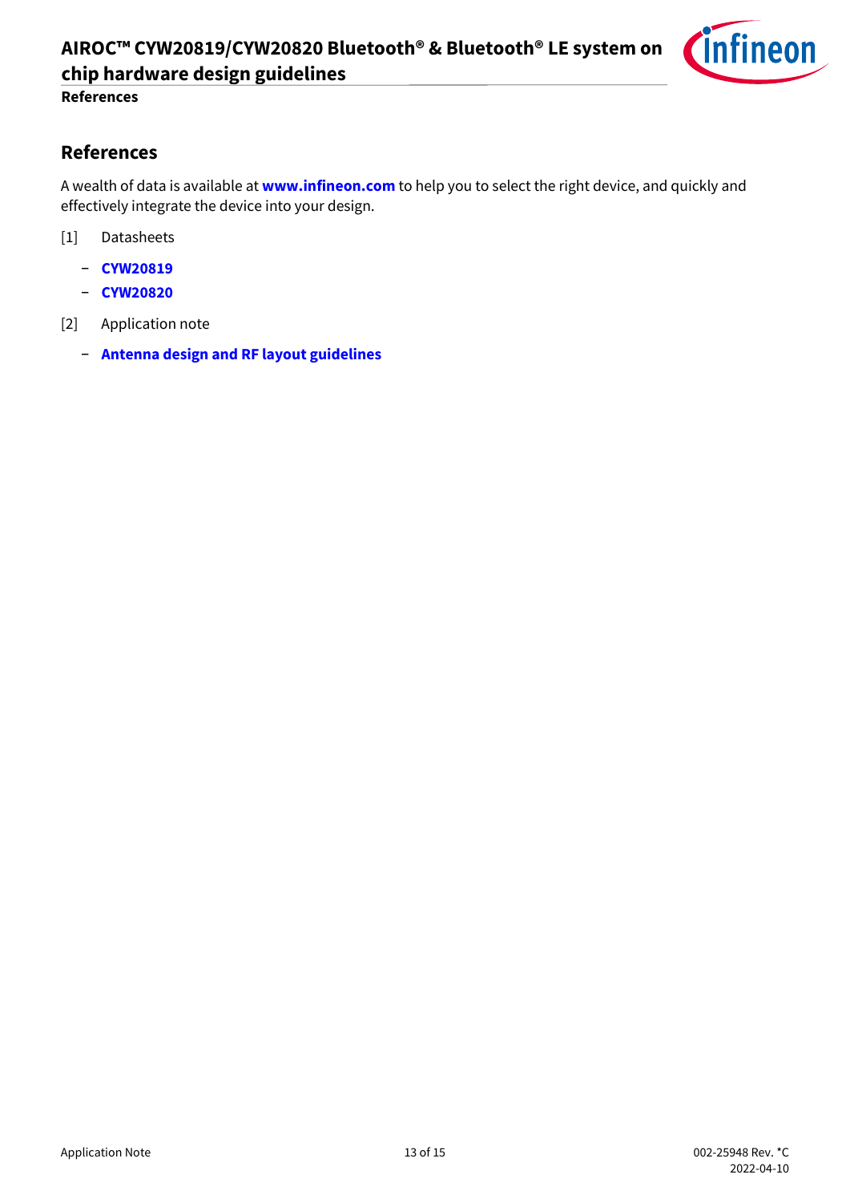# References

A wealth of data is available at **www.infineon.com** to help you to select the right device, and quickly and effectively integrate the device into your design.

[1] Datasheets

- **CYW20819**
- **CYW20820**

[2] Application note

- **Antenna design and RF layout guidelines**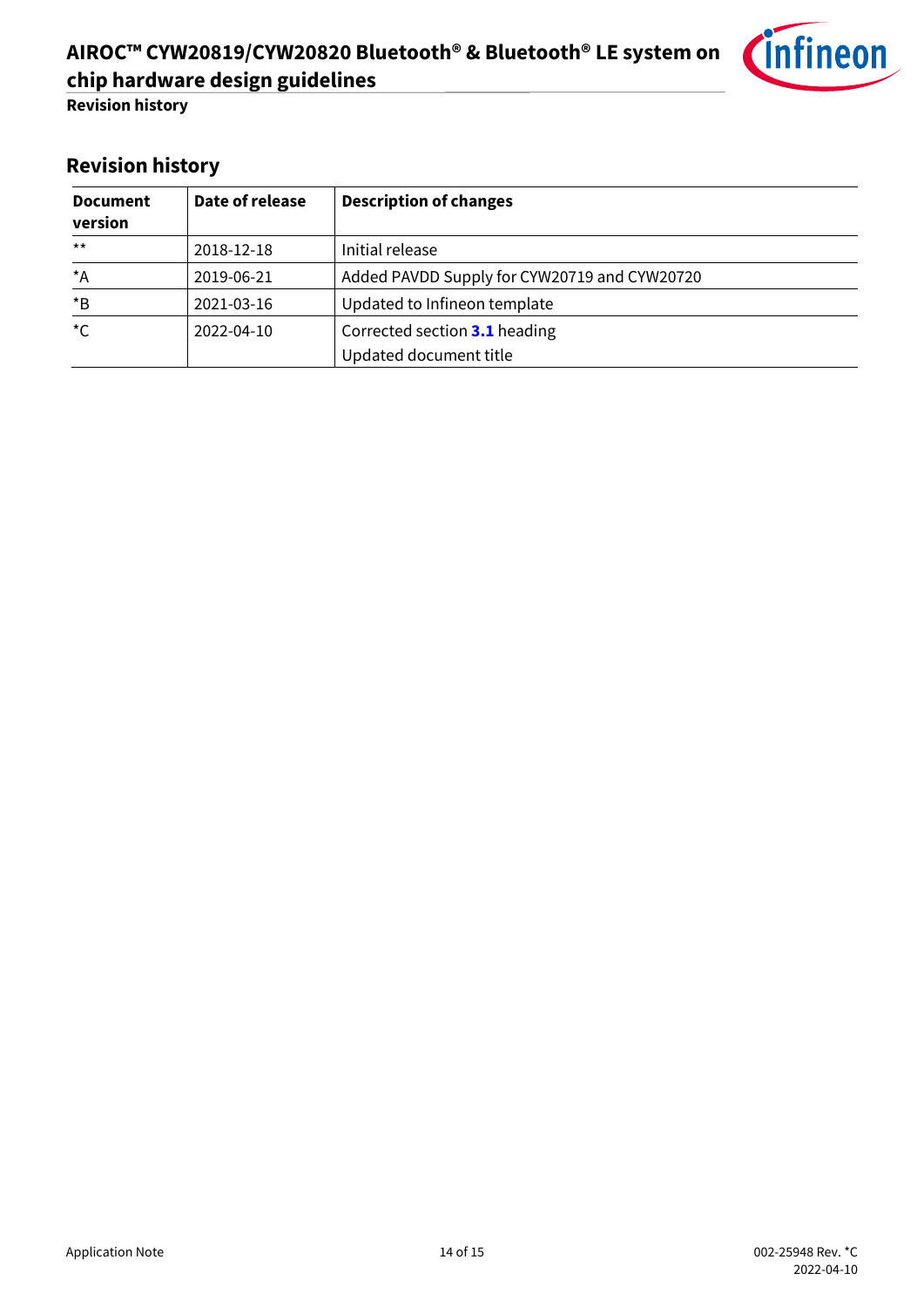## Revision history

| Document version | Date of release | Description of changes |
|---|---|---|
| ** | 2018-12-18 | Initial release |
| *A | 2019-06-21 | Added PAVDD Supply for CYW20719 and CYW20720 |
| *B | 2021-03-16 | Updated to Infineon template |
| *C | 2022-04-10 | Corrected section **3.1** heading<br>Updated document title |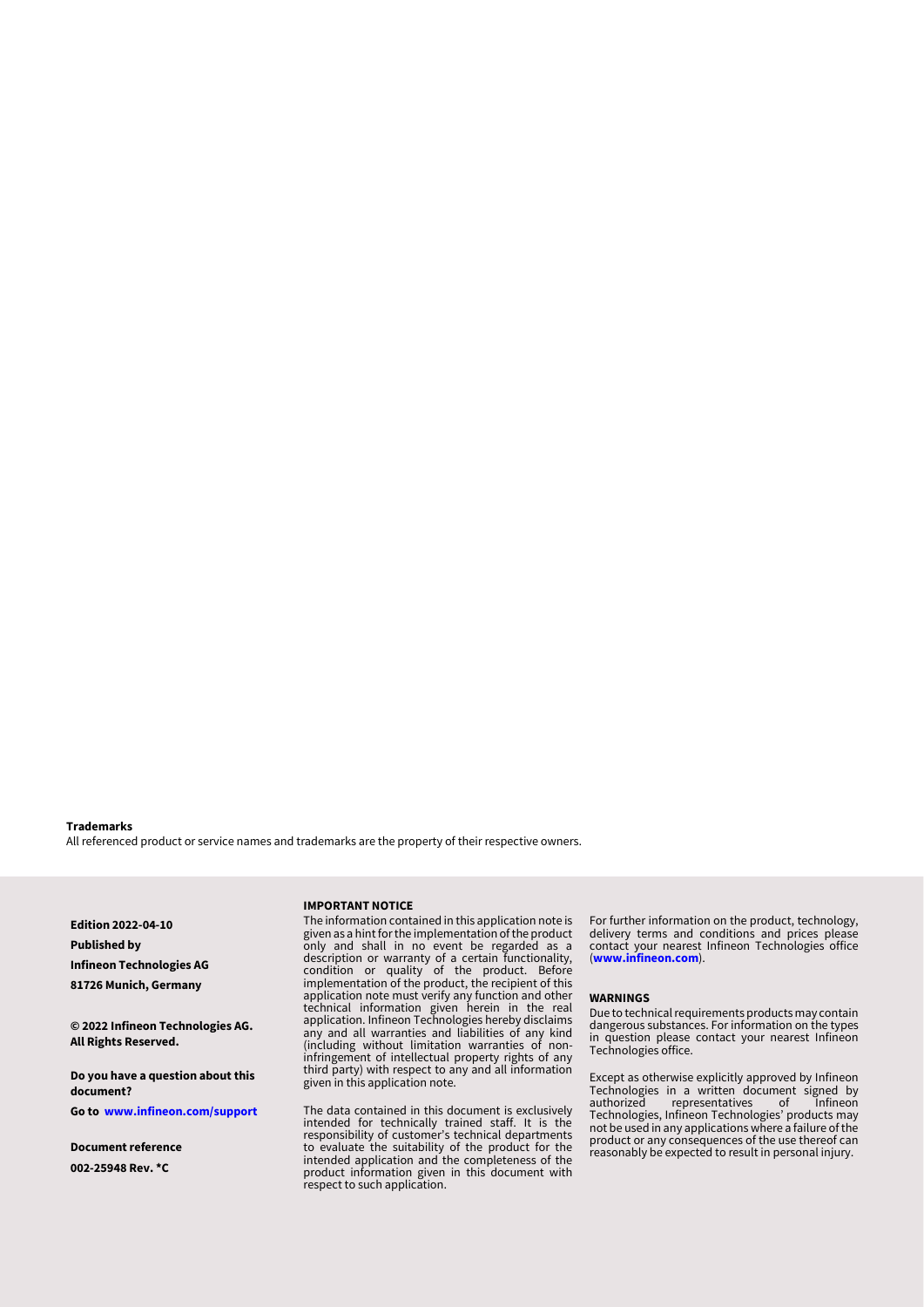**Trademarks**

All referenced product or service names and trademarks are the property of their respective owners.

**Edition 2022-04-10**

**Published by**

**Infineon Technologies AG**

**81726 Munich, Germany**

**© 2022 Infineon Technologies AG.**
**All Rights Reserved.**

**Do you have a question about this document?**

**Go to www.infineon.com/support**

**Document reference**

**002-25948 Rev. *C**

**IMPORTANT NOTICE**

The information contained in this application note is given as a hint for the implementation of the product only and shall in no event be regarded as a description or warranty of a certain functionality, condition or quality of the product. Before implementation of the product, the recipient of this application note must verify any function and other technical information given herein in the real application. Infineon Technologies hereby disclaims any and all warranties and liabilities of any kind (including without limitation warranties of non-infringement of intellectual property rights of any third party) with respect to any and all information given in this application note.

The data contained in this document is exclusively intended for technically trained staff. It is the responsibility of customer's technical departments to evaluate the suitability of the product for the intended application and the completeness of the product information given in this document with respect to such application.

For further information on the product, technology, delivery terms and conditions and prices please contact your nearest Infineon Technologies office (**www.infineon.com**).

**WARNINGS**

Due to technical requirements products may contain dangerous substances. For information on the types in question please contact your nearest Infineon Technologies office.

Except as otherwise explicitly approved by Infineon Technologies in a written document signed by authorized representatives of Infineon Technologies, Infineon Technologies' products may not be used in any applications where a failure of the product or any consequences of the use thereof can reasonably be expected to result in personal injury.